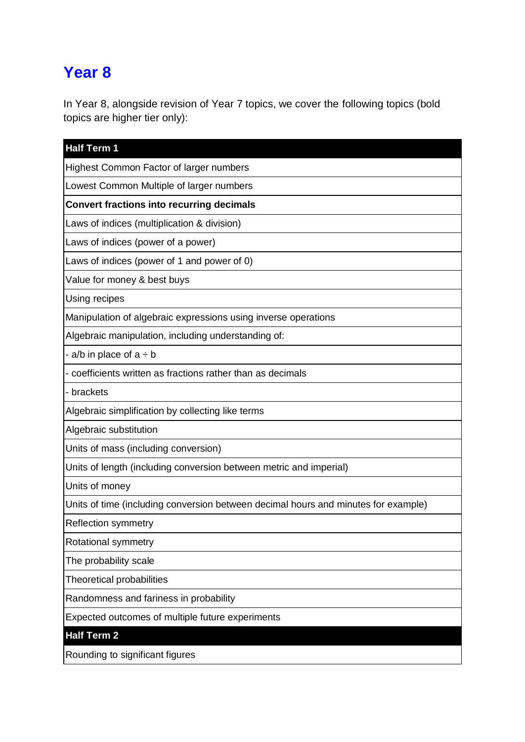# Year 8

In Year 8, alongside revision of Year 7 topics, we cover the following topics (bold topics are higher tier only):

| **Half Term 1** |
|---|
| Highest Common Factor of larger numbers |
| Lowest Common Multiple of larger numbers |
| **Convert fractions into recurring decimals** |
| Laws of indices (multiplication & division) |
| Laws of indices (power of a power) |
| Laws of indices (power of 1 and power of 0) |
| Value for money & best buys |
| Using recipes |
| Manipulation of algebraic expressions using inverse operations |
| Algebraic manipulation, including understanding of: |
| - a/b in place of a ÷ b |
| - coefficients written as fractions rather than as decimals |
| - brackets |
| Algebraic simplification by collecting like terms |
| Algebraic substitution |
| Units of mass (including conversion) |
| Units of length (including conversion between metric and imperial) |
| Units of money |
| Units of time (including conversion between decimal hours and minutes for example) |
| Reflection symmetry |
| Rotational symmetry |
| The probability scale |
| Theoretical probabilities |
| Randomness and fariness in probability |
| Expected outcomes of multiple future experiments |
| **Half Term 2** |
| Rounding to significant figures |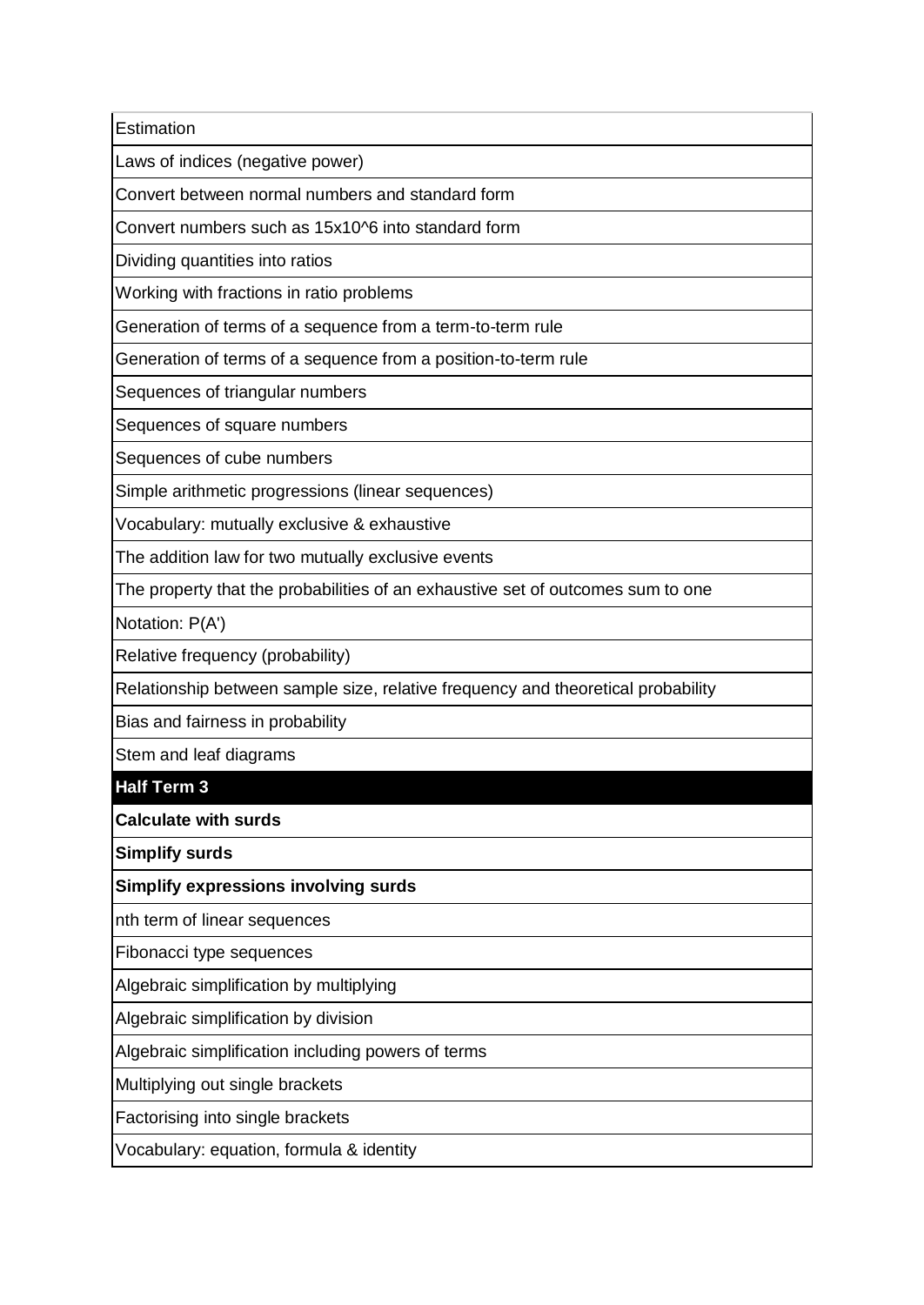| Estimation |
|---|
| Laws of indices (negative power) |
| Convert between normal numbers and standard form |
| Convert numbers such as 15x10^6 into standard form |
| Dividing quantities into ratios |
| Working with fractions in ratio problems |
| Generation of terms of a sequence from a term-to-term rule |
| Generation of terms of a sequence from a position-to-term rule |
| Sequences of triangular numbers |
| Sequences of square numbers |
| Sequences of cube numbers |
| Simple arithmetic progressions (linear sequences) |
| Vocabulary: mutually exclusive & exhaustive |
| The addition law for two mutually exclusive events |
| The property that the probabilities of an exhaustive set of outcomes sum to one |
| Notation: P(A') |
| Relative frequency (probability) |
| Relationship between sample size, relative frequency and theoretical probability |
| Bias and fairness in probability |
| Stem and leaf diagrams |
| **Half Term 3** |
| **Calculate with surds** |
| **Simplify surds** |
| **Simplify expressions involving surds** |
| nth term of linear sequences |
| Fibonacci type sequences |
| Algebraic simplification by multiplying |
| Algebraic simplification by division |
| Algebraic simplification including powers of terms |
| Multiplying out single brackets |
| Factorising into single brackets |
| Vocabulary: equation, formula & identity |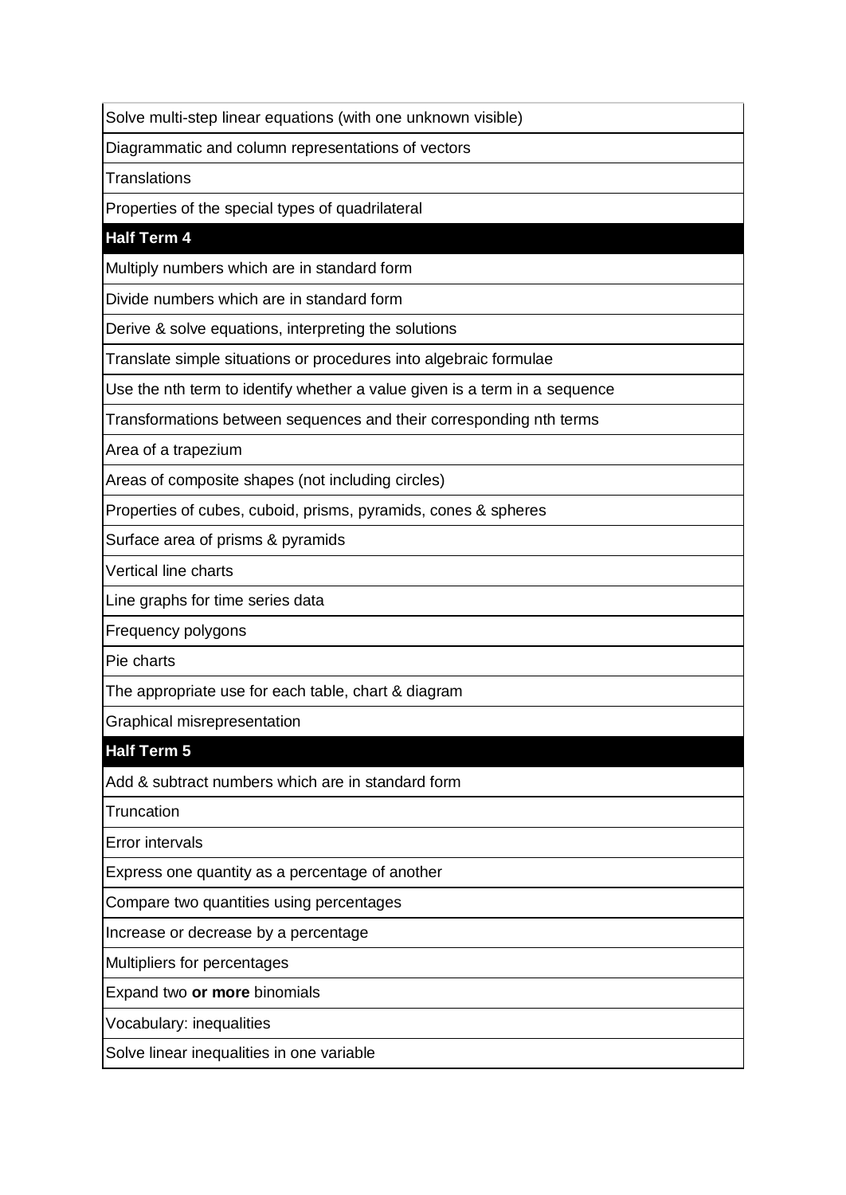| Solve multi-step linear equations (with one unknown visible) |
|---|
| Diagrammatic and column representations of vectors |
| Translations |
| Properties of the special types of quadrilateral |
| **Half Term 4** |
| Multiply numbers which are in standard form |
| Divide numbers which are in standard form |
| Derive & solve equations, interpreting the solutions |
| Translate simple situations or procedures into algebraic formulae |
| Use the nth term to identify whether a value given is a term in a sequence |
| Transformations between sequences and their corresponding nth terms |
| Area of a trapezium |
| Areas of composite shapes (not including circles) |
| Properties of cubes, cuboid, prisms, pyramids, cones & spheres |
| Surface area of prisms & pyramids |
| Vertical line charts |
| Line graphs for time series data |
| Frequency polygons |
| Pie charts |
| The appropriate use for each table, chart & diagram |
| Graphical misrepresentation |
| **Half Term 5** |
| Add & subtract numbers which are in standard form |
| Truncation |
| Error intervals |
| Express one quantity as a percentage of another |
| Compare two quantities using percentages |
| Increase or decrease by a percentage |
| Multipliers for percentages |
| Expand two **or more** binomials |
| Vocabulary: inequalities |
| Solve linear inequalities in one variable |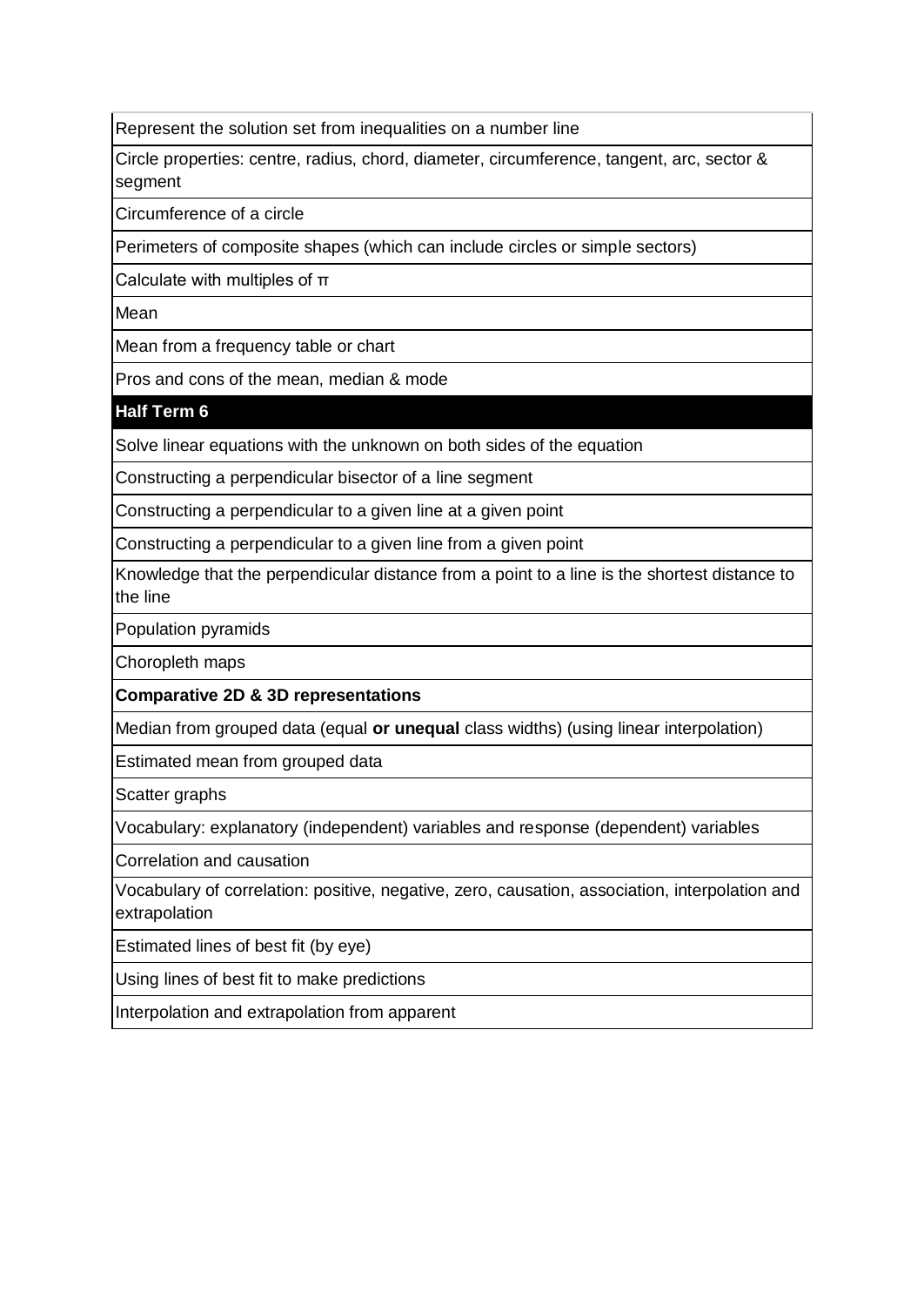| |
|---|
| Represent the solution set from inequalities on a number line |
| Circle properties: centre, radius, chord, diameter, circumference, tangent, arc, sector & segment |
| Circumference of a circle |
| Perimeters of composite shapes (which can include circles or simple sectors) |
| Calculate with multiples of π |
| Mean |
| Mean from a frequency table or chart |
| Pros and cons of the mean, median & mode |
| **Half Term 6** |
| Solve linear equations with the unknown on both sides of the equation |
| Constructing a perpendicular bisector of a line segment |
| Constructing a perpendicular to a given line at a given point |
| Constructing a perpendicular to a given line from a given point |
| Knowledge that the perpendicular distance from a point to a line is the shortest distance to the line |
| Population pyramids |
| Choropleth maps |
| **Comparative 2D & 3D representations** |
| Median from grouped data (equal **or unequal** class widths) (using linear interpolation) |
| Estimated mean from grouped data |
| Scatter graphs |
| Vocabulary: explanatory (independent) variables and response (dependent) variables |
| Correlation and causation |
| Vocabulary of correlation: positive, negative, zero, causation, association, interpolation and extrapolation |
| Estimated lines of best fit (by eye) |
| Using lines of best fit to make predictions |
| Interpolation and extrapolation from apparent |